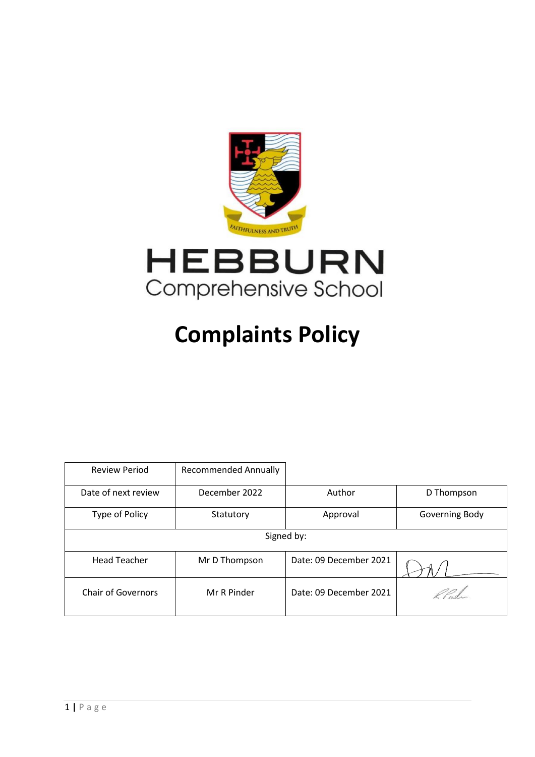HEBBURN
Comprehensive School

FAITHFULNESS AND TRUTH

# Complaints Policy

| Review Period | Recommended Annually | | |
| --- | --- | --- | --- |
| Date of next review | December 2022 | Author | D Thompson |
| Type of Policy | Statutory | Approval | Governing Body |
| Signed by: | | | |
| Head Teacher | Mr D Thompson | Date: 09 December 2021 | |
| Chair of Governors | Mr R Pinder | Date: 09 December 2021 | |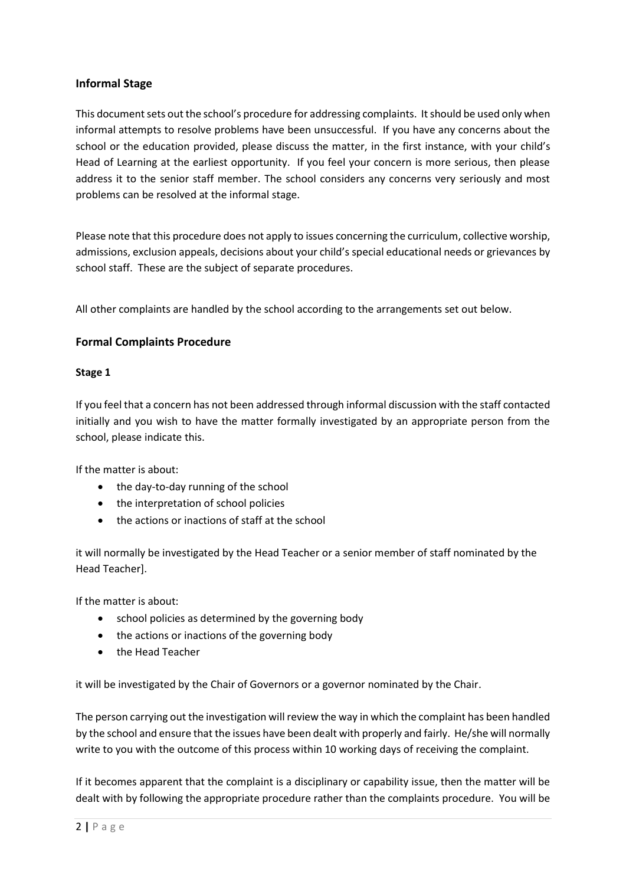## Informal Stage

This document sets out the school's procedure for addressing complaints. It should be used only when informal attempts to resolve problems have been unsuccessful. If you have any concerns about the school or the education provided, please discuss the matter, in the first instance, with your child's Head of Learning at the earliest opportunity. If you feel your concern is more serious, then please address it to the senior staff member. The school considers any concerns very seriously and most problems can be resolved at the informal stage.

Please note that this procedure does not apply to issues concerning the curriculum, collective worship, admissions, exclusion appeals, decisions about your child's special educational needs or grievances by school staff. These are the subject of separate procedures.

All other complaints are handled by the school according to the arrangements set out below.

## Formal Complaints Procedure

### Stage 1

If you feel that a concern has not been addressed through informal discussion with the staff contacted initially and you wish to have the matter formally investigated by an appropriate person from the school, please indicate this.

If the matter is about:

- the day-to-day running of the school
- the interpretation of school policies
- the actions or inactions of staff at the school

it will normally be investigated by the Head Teacher or a senior member of staff nominated by the Head Teacher].

If the matter is about:

- school policies as determined by the governing body
- the actions or inactions of the governing body
- the Head Teacher

it will be investigated by the Chair of Governors or a governor nominated by the Chair.

The person carrying out the investigation will review the way in which the complaint has been handled by the school and ensure that the issues have been dealt with properly and fairly. He/she will normally write to you with the outcome of this process within 10 working days of receiving the complaint.

If it becomes apparent that the complaint is a disciplinary or capability issue, then the matter will be dealt with by following the appropriate procedure rather than the complaints procedure. You will be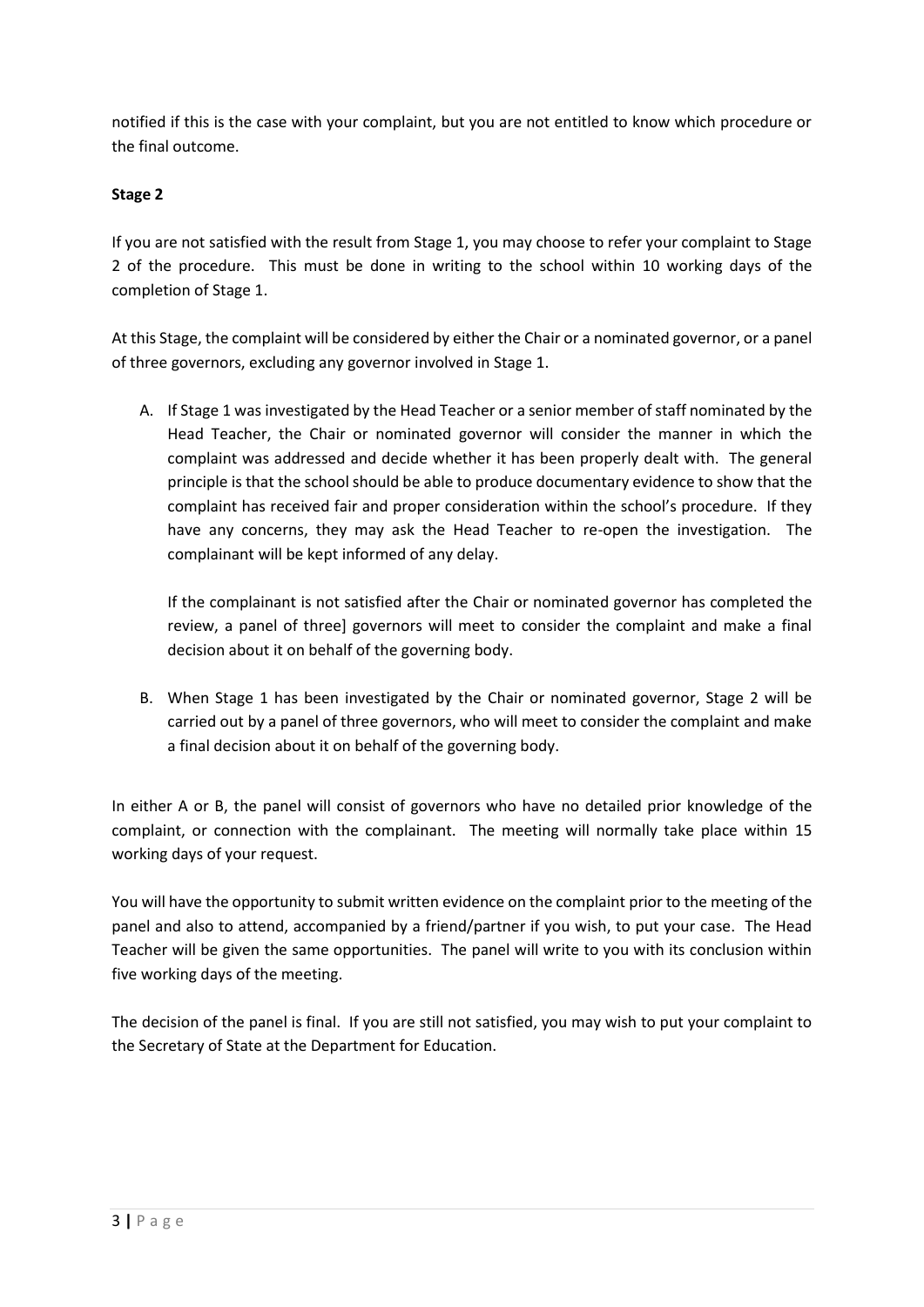notified if this is the case with your complaint, but you are not entitled to know which procedure or the final outcome.

**Stage 2**

If you are not satisfied with the result from Stage 1, you may choose to refer your complaint to Stage 2 of the procedure. This must be done in writing to the school within 10 working days of the completion of Stage 1.

At this Stage, the complaint will be considered by either the Chair or a nominated governor, or a panel of three governors, excluding any governor involved in Stage 1.

A. If Stage 1 was investigated by the Head Teacher or a senior member of staff nominated by the Head Teacher, the Chair or nominated governor will consider the manner in which the complaint was addressed and decide whether it has been properly dealt with. The general principle is that the school should be able to produce documentary evidence to show that the complaint has received fair and proper consideration within the school's procedure. If they have any concerns, they may ask the Head Teacher to re-open the investigation. The complainant will be kept informed of any delay.

   If the complainant is not satisfied after the Chair or nominated governor has completed the review, a panel of three] governors will meet to consider the complaint and make a final decision about it on behalf of the governing body.

B. When Stage 1 has been investigated by the Chair or nominated governor, Stage 2 will be carried out by a panel of three governors, who will meet to consider the complaint and make a final decision about it on behalf of the governing body.

In either A or B, the panel will consist of governors who have no detailed prior knowledge of the complaint, or connection with the complainant. The meeting will normally take place within 15 working days of your request.

You will have the opportunity to submit written evidence on the complaint prior to the meeting of the panel and also to attend, accompanied by a friend/partner if you wish, to put your case. The Head Teacher will be given the same opportunities. The panel will write to you with its conclusion within five working days of the meeting.

The decision of the panel is final. If you are still not satisfied, you may wish to put your complaint to the Secretary of State at the Department for Education.